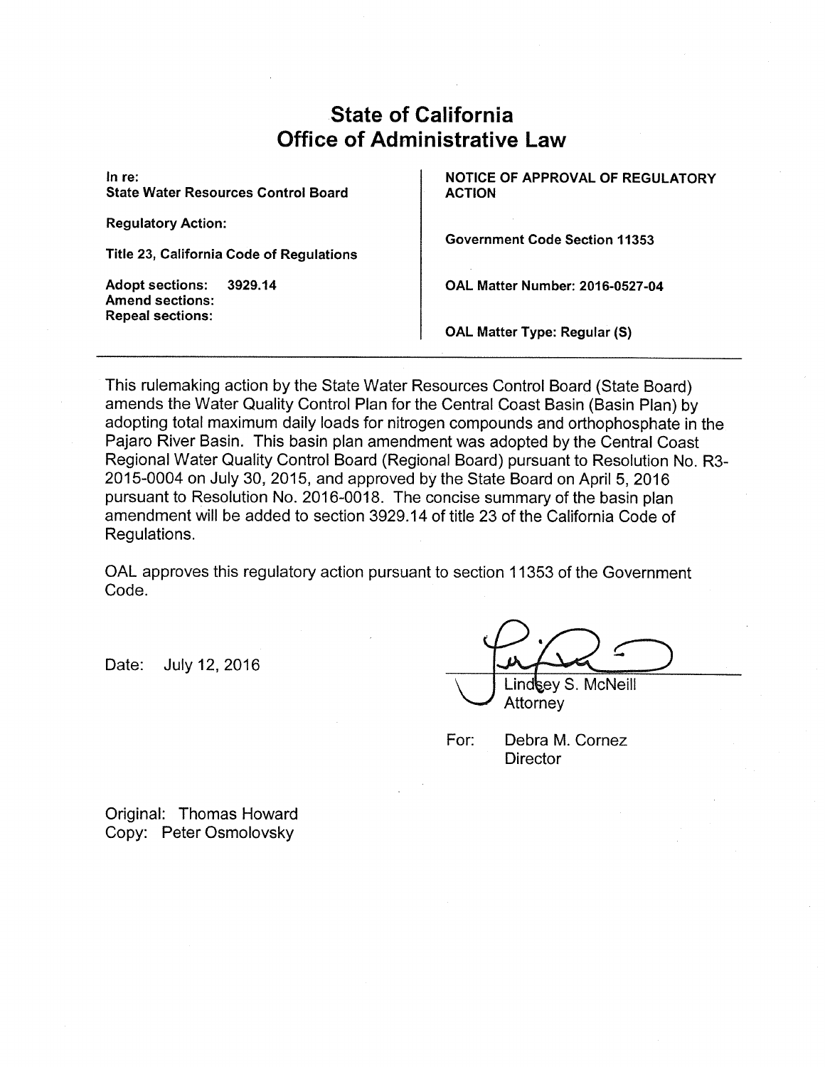# State of California
# Office of Administrative Law

| In re: State Water Resources Control Board | NOTICE OF APPROVAL OF REGULATORY ACTION |
| --- | --- |
| Regulatory Action: | Government Code Section 11353 |
| Title 23, California Code of Regulations | |
| Adopt sections: 3929.14 | OAL Matter Number: 2016-0527-04 |
| Amend sections: | |
| Repeal sections: | OAL Matter Type: Regular (S) |

This rulemaking action by the State Water Resources Control Board (State Board) amends the Water Quality Control Plan for the Central Coast Basin (Basin Plan) by adopting total maximum daily loads for nitrogen compounds and orthophosphate in the Pajaro River Basin. This basin plan amendment was adopted by the Central Coast Regional Water Quality Control Board (Regional Board) pursuant to Resolution No. R3-2015-0004 on July 30, 2015, and approved by the State Board on April 5, 2016 pursuant to Resolution No. 2016-0018. The concise summary of the basin plan amendment will be added to section 3929.14 of title 23 of the California Code of Regulations.

OAL approves this regulatory action pursuant to section 11353 of the Government Code.

Date: July 12, 2016

Lindsey S. McNeill
Attorney

For: Debra M. Cornez
Director

Original: Thomas Howard
Copy: Peter Osmolovsky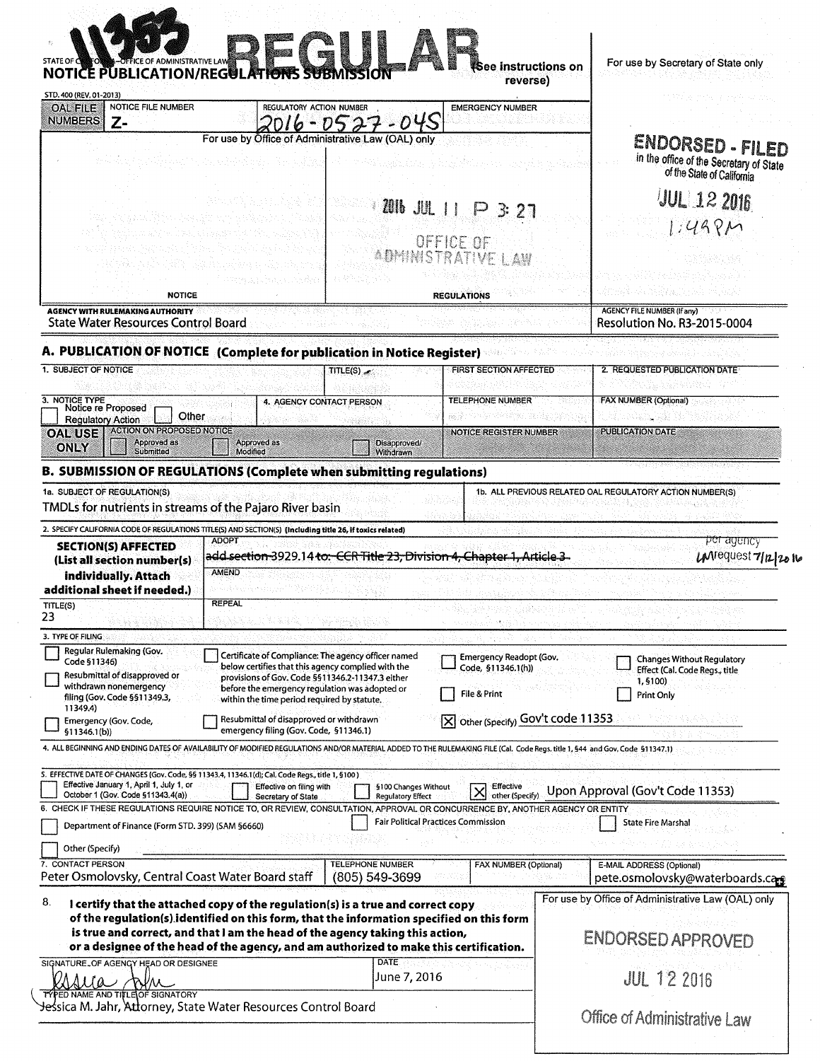11353

STATE OF CALIFORNIA—OFFICE OF ADMINISTRATIVE LAW

# REGULAR

## NOTICE PUBLICATION/REGULATIONS SUBMISSION

(See instructions on reverse)

For use by Secretary of State only

STD. 400 (REV. 01-2013)

| OAL FILE NUMBERS | NOTICE FILE NUMBER | REGULATORY ACTION NUMBER | EMERGENCY NUMBER |
| --- | --- | --- | --- |
| | Z- | 2016-0527-04S | |

For use by Office of Administrative Law (OAL) only

2016 JUL 11 P 3:27

OFFICE OF ADMINISTRATIVE LAW

NOTICE | REGULATIONS

**ENDORSED - FILED**
in the office of the Secretary of State of the State of California

JUL 12 2016
1:49PM

| AGENCY WITH RULEMAKING AUTHORITY | AGENCY FILE NUMBER (If any) |
| --- | --- |
| State Water Resources Control Board | Resolution No. R3-2015-0004 |

## A. PUBLICATION OF NOTICE (Complete for publication in Notice Register)

| 1. SUBJECT OF NOTICE | TITLE(S) | FIRST SECTION AFFECTED | 2. REQUESTED PUBLICATION DATE |
| --- | --- | --- | --- |
| | | | |

| 3. NOTICE TYPE | 4. AGENCY CONTACT PERSON | TELEPHONE NUMBER | FAX NUMBER (Optional) |
| --- | --- | --- | --- |
| ☐ Notice re Proposed Regulatory Action ☐ Other | | | |

| OAL USE ONLY | ACTION ON PROPOSED NOTICE | NOTICE REGISTER NUMBER | PUBLICATION DATE |
| --- | --- | --- | --- |
| | ☐ Approved as Submitted ☐ Approved as Modified ☐ Disapproved/Withdrawn | | |

## B. SUBMISSION OF REGULATIONS (Complete when submitting regulations)

| 1a. SUBJECT OF REGULATION(S) | 1b. ALL PREVIOUS RELATED OAL REGULATORY ACTION NUMBER(S) |
| --- | --- |
| TMDLs for nutrients in streams of the Pajaro River basin | |

2. SPECIFY CALIFORNIA CODE OF REGULATIONS TITLE(S) AND SECTION(S) (Including title 26, if toxics related)

| **SECTION(S) AFFECTED** (List all section number(s) individually. Attach additional sheet if needed.) | ADOPT: ~~add section 3929.14 to: CCR Title 23, Division 4, Chapter 1, Article 3~~ per agency request 7/12/2016 |
| --- | --- |
| | AMEND |
| TITLE(S): 23 | REPEAL |

3. TYPE OF FILING

- ☐ Regular Rulemaking (Gov. Code §11346)
- ☐ Resubmittal of disapproved or withdrawn nonemergency filing (Gov. Code §§11349.3, 11349.4)
- ☐ Emergency (Gov. Code, §11346.1(b))
- ☐ Certificate of Compliance: The agency officer named below certifies that this agency complied with the provisions of Gov. Code §§11346.2-11347.3 either before the emergency regulation was adopted or within the time period required by statute.
- ☐ Resubmittal of disapproved or withdrawn emergency filing (Gov. Code, §11346.1)
- ☐ Emergency Readopt (Gov. Code, §11346.1(h))
- ☐ File & Print
- ☒ Other (Specify) Gov't code 11353
- ☐ Changes Without Regulatory Effect (Cal. Code Regs., title 1, §100)
- ☐ Print Only

4. ALL BEGINNING AND ENDING DATES OF AVAILABILITY OF MODIFIED REGULATIONS AND/OR MATERIAL ADDED TO THE RULEMAKING FILE (Cal. Code Regs. title 1, §44 and Gov. Code §11347.1)

5. EFFECTIVE DATE OF CHANGES (Gov. Code, §§ 11343.4, 11346.1(d); Cal. Code Regs., title 1, §100)

- ☐ Effective January 1, April 1, July 1, or October 1 (Gov. Code §11343.4(a))
- ☐ Effective on filing with Secretary of State
- ☐ §100 Changes Without Regulatory Effect
- ☒ Effective other (Specify) Upon Approval (Gov't Code 11353)

6. CHECK IF THESE REGULATIONS REQUIRE NOTICE TO, OR REVIEW, CONSULTATION, APPROVAL OR CONCURRENCE BY, ANOTHER AGENCY OR ENTITY

- ☐ Department of Finance (Form STD. 399) (SAM §6660)
- ☐ Fair Political Practices Commission
- ☐ State Fire Marshal
- ☐ Other (Specify)

| 7. CONTACT PERSON | TELEPHONE NUMBER | FAX NUMBER (Optional) | E-MAIL ADDRESS (Optional) |
| --- | --- | --- | --- |
| Peter Osmolovsky, Central Coast Water Board staff | (805) 549-3699 | | pete.osmolovsky@waterboards.ca.gov |

8. **I certify that the attached copy of the regulation(s) is a true and correct copy of the regulation(s) identified on this form, that the information specified on this form is true and correct, and that I am the head of the agency taking this action, or a designee of the head of the agency, and am authorized to make this certification.**

| SIGNATURE OF AGENCY HEAD OR DESIGNEE | DATE |
| --- | --- |
| [signature] | June 7, 2016 |

TYPED NAME AND TITLE OF SIGNATORY
Jessica M. Jahr, Attorney, State Water Resources Control Board

For use by Office of Administrative Law (OAL) only

ENDORSED APPROVED

JUL 12 2016

Office of Administrative Law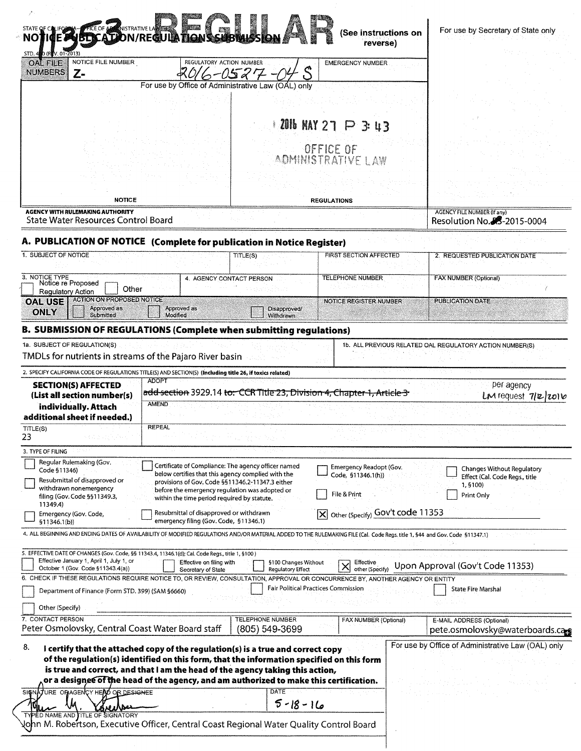11353 REGULAR

STATE OF CALIFORNIA—OFFICE OF ADMINISTRATIVE LAW

**NOTICE PUBLICATION/REGULATIONS SUBMISSION** (See instructions on reverse)

STD. 400 (REV. 01-2013)

For use by Secretary of State only

| OAL FILE NUMBERS | NOTICE FILE NUMBER | REGULATORY ACTION NUMBER | EMERGENCY NUMBER |
|---|---|---|---|
| | Z- | 2016-0527-04 S | |

For use by Office of Administrative Law (OAL) only

2016 MAY 27 P 3:43

OFFICE OF ADMINISTRATIVE LAW

| NOTICE | REGULATIONS |
|---|---|

| AGENCY WITH RULEMAKING AUTHORITY | AGENCY FILE NUMBER (If any) |
|---|---|
| State Water Resources Control Board | Resolution No. ~~R~~3-2015-0004 |

## A. PUBLICATION OF NOTICE (Complete for publication in Notice Register)

| 1. SUBJECT OF NOTICE | TITLE(S) | FIRST SECTION AFFECTED | 2. REQUESTED PUBLICATION DATE |
|---|---|---|---|
| | | | |
| 3. NOTICE TYPE ☐ Notice re Proposed Regulatory Action ☐ Other | 4. AGENCY CONTACT PERSON | TELEPHONE NUMBER | FAX NUMBER (Optional) |
| **OAL USE ONLY** — ACTION ON PROPOSED NOTICE ☐ Approved as Submitted ☐ Approved as Modified ☐ Disapproved/Withdrawn | | NOTICE REGISTER NUMBER | PUBLICATION DATE |

## B. SUBMISSION OF REGULATIONS (Complete when submitting regulations)

| 1a. SUBJECT OF REGULATION(S) | 1b. ALL PREVIOUS RELATED OAL REGULATORY ACTION NUMBER(S) |
|---|---|
| TMDLs for nutrients in streams of the Pajaro River basin | |

2. SPECIFY CALIFORNIA CODE OF REGULATIONS TITLE(S) AND SECTION(S) (Including title 26, if toxics related)

| **SECTION(S) AFFECTED** (List all section number(s) individually. Attach additional sheet if needed.) | ADOPT: ~~add section~~ 3929.14 ~~to: CCR Title 23, Division 4, Chapter 1, Article 3~~ — per agency LM request 7/12/2016 |
|---|---|
| | AMEND |
| TITLE(S): 23 | REPEAL |

3. TYPE OF FILING

- ☐ Regular Rulemaking (Gov. Code §11346)
- ☐ Resubmittal of disapproved or withdrawn nonemergency filing (Gov. Code §§11349.3, 11349.4)
- ☐ Emergency (Gov. Code, §11346.1(b))
- ☐ Certificate of Compliance: The agency officer named below certifies that this agency complied with the provisions of Gov. Code §§11346.2-11347.3 either before the emergency regulation was adopted or within the time period required by statute.
- ☐ Resubmittal of disapproved or withdrawn emergency filing (Gov. Code, §11346.1)
- ☐ Emergency Readopt (Gov. Code, §11346.1(h))
- ☐ File & Print
- ☒ Other (Specify) Gov't code 11353
- ☐ Changes Without Regulatory Effect (Cal. Code Regs., title 1, §100)
- ☐ Print Only

4. ALL BEGINNING AND ENDING DATES OF AVAILABILITY OF MODIFIED REGULATIONS AND/OR MATERIAL ADDED TO THE RULEMAKING FILE (Cal. Code Regs. title 1, §44 and Gov. Code §11347.1)

5. EFFECTIVE DATE OF CHANGES (Gov. Code, §§ 11343.4, 11346.1(d); Cal. Code Regs., title 1, §100)

- ☐ Effective January 1, April 1, July 1, or October 1 (Gov. Code §11343.4(a))
- ☐ Effective on filing with Secretary of State
- ☐ §100 Changes Without Regulatory Effect
- ☒ Effective other (Specify) Upon Approval (Gov't Code 11353)

6. CHECK IF THESE REGULATIONS REQUIRE NOTICE TO, OR REVIEW, CONSULTATION, APPROVAL OR CONCURRENCE BY, ANOTHER AGENCY OR ENTITY

- ☐ Department of Finance (Form STD. 399) (SAM §6660)
- ☐ Fair Political Practices Commission
- ☐ State Fire Marshal
- ☐ Other (Specify)

| 7. CONTACT PERSON | TELEPHONE NUMBER | FAX NUMBER (Optional) | E-MAIL ADDRESS (Optional) |
|---|---|---|---|
| Peter Osmolovsky, Central Coast Water Board staff | (805) 549-3699 | | pete.osmolovsky@waterboards.ca.gov |

8. **I certify that the attached copy of the regulation(s) is a true and correct copy of the regulation(s) identified on this form, that the information specified on this form is true and correct, and that I am the head of the agency taking this action, or a designee of the head of the agency, and am authorized to make this certification.**

For use by Office of Administrative Law (OAL) only

| SIGNATURE OF AGENCY HEAD OR DESIGNEE | DATE |
|---|---|
| [signature] | 5-18-16 |

TYPED NAME AND TITLE OF SIGNATORY

John M. Robertson, Executive Officer, Central Coast Regional Water Quality Control Board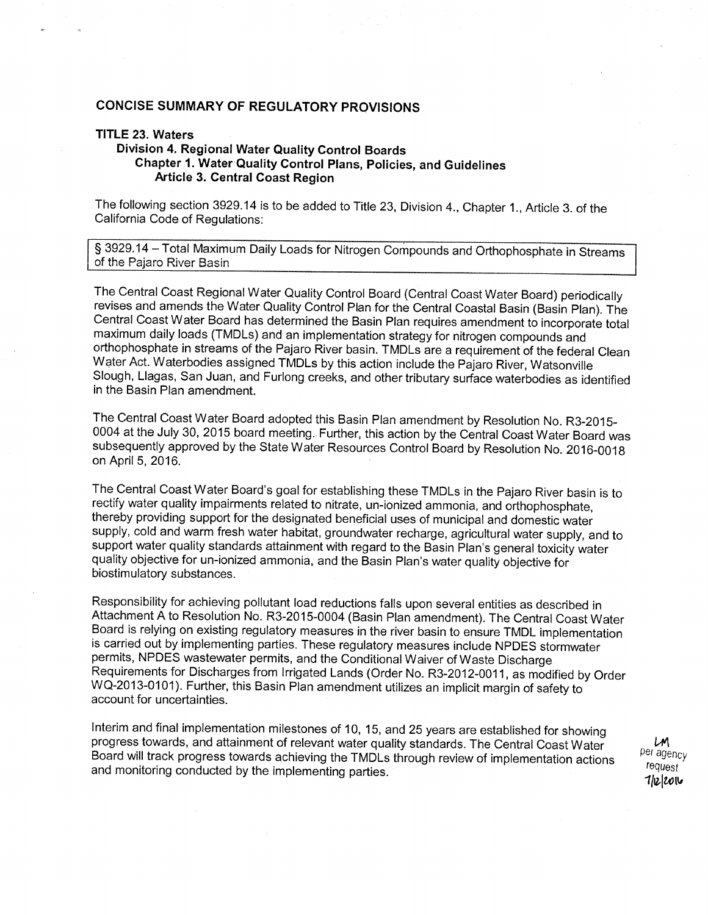## CONCISE SUMMARY OF REGULATORY PROVISIONS

**TITLE 23. Waters**

**Division 4. Regional Water Quality Control Boards**

**Chapter 1. Water Quality Control Plans, Policies, and Guidelines**

**Article 3. Central Coast Region**

The following section 3929.14 is to be added to Title 23, Division 4., Chapter 1., Article 3. of the California Code of Regulations:

§ 3929.14 – Total Maximum Daily Loads for Nitrogen Compounds and Orthophosphate in Streams of the Pajaro River Basin

The Central Coast Regional Water Quality Control Board (Central Coast Water Board) periodically revises and amends the Water Quality Control Plan for the Central Coastal Basin (Basin Plan). The Central Coast Water Board has determined the Basin Plan requires amendment to incorporate total maximum daily loads (TMDLs) and an implementation strategy for nitrogen compounds and orthophosphate in streams of the Pajaro River basin. TMDLs are a requirement of the federal Clean Water Act. Waterbodies assigned TMDLs by this action include the Pajaro River, Watsonville Slough, Llagas, San Juan, and Furlong creeks, and other tributary surface waterbodies as identified in the Basin Plan amendment.

The Central Coast Water Board adopted this Basin Plan amendment by Resolution No. R3-2015-0004 at the July 30, 2015 board meeting. Further, this action by the Central Coast Water Board was subsequently approved by the State Water Resources Control Board by Resolution No. 2016-0018 on April 5, 2016.

The Central Coast Water Board's goal for establishing these TMDLs in the Pajaro River basin is to rectify water quality impairments related to nitrate, un-ionized ammonia, and orthophosphate, thereby providing support for the designated beneficial uses of municipal and domestic water supply, cold and warm fresh water habitat, groundwater recharge, agricultural water supply, and to support water quality standards attainment with regard to the Basin Plan's general toxicity water quality objective for un-ionized ammonia, and the Basin Plan's water quality objective for biostimulatory substances.

Responsibility for achieving pollutant load reductions falls upon several entities as described in Attachment A to Resolution No. R3-2015-0004 (Basin Plan amendment). The Central Coast Water Board is relying on existing regulatory measures in the river basin to ensure TMDL implementation is carried out by implementing parties. These regulatory measures include NPDES stormwater permits, NPDES wastewater permits, and the Conditional Waiver of Waste Discharge Requirements for Discharges from Irrigated Lands (Order No. R3-2012-0011, as modified by Order WQ-2013-0101). Further, this Basin Plan amendment utilizes an implicit margin of safety to account for uncertainties.

Interim and final implementation milestones of 10, 15, and 25 years are established for showing progress towards, and attainment of relevant water quality standards. The Central Coast Water Board will track progress towards achieving the TMDLs through review of implementation actions and monitoring conducted by the implementing parties.

LM
per agency
request
7/12/2016